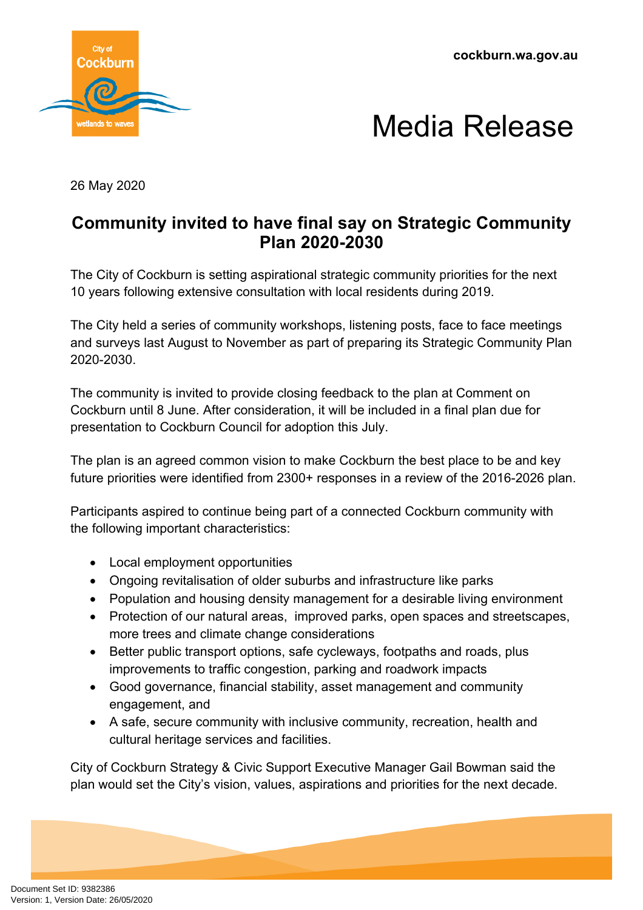cockburn.wa.gov.au

# Media Release

26 May 2020

## Community invited to have final say on Strategic Community Plan 2020-2030

The City of Cockburn is setting aspirational strategic community priorities for the next 10 years following extensive consultation with local residents during 2019.

The City held a series of community workshops, listening posts, face to face meetings and surveys last August to November as part of preparing its Strategic Community Plan 2020-2030.

The community is invited to provide closing feedback to the plan at Comment on Cockburn until 8 June. After consideration, it will be included in a final plan due for presentation to Cockburn Council for adoption this July.

The plan is an agreed common vision to make Cockburn the best place to be and key future priorities were identified from 2300+ responses in a review of the 2016-2026 plan.

Participants aspired to continue being part of a connected Cockburn community with the following important characteristics:

- Local employment opportunities
- Ongoing revitalisation of older suburbs and infrastructure like parks
- Population and housing density management for a desirable living environment
- Protection of our natural areas, improved parks, open spaces and streetscapes, more trees and climate change considerations
- Better public transport options, safe cycleways, footpaths and roads, plus improvements to traffic congestion, parking and roadwork impacts
- Good governance, financial stability, asset management and community engagement, and
- A safe, secure community with inclusive community, recreation, health and cultural heritage services and facilities.

City of Cockburn Strategy & Civic Support Executive Manager Gail Bowman said the plan would set the City's vision, values, aspirations and priorities for the next decade.

Document Set ID: 9382386
Version: 1, Version Date: 26/05/2020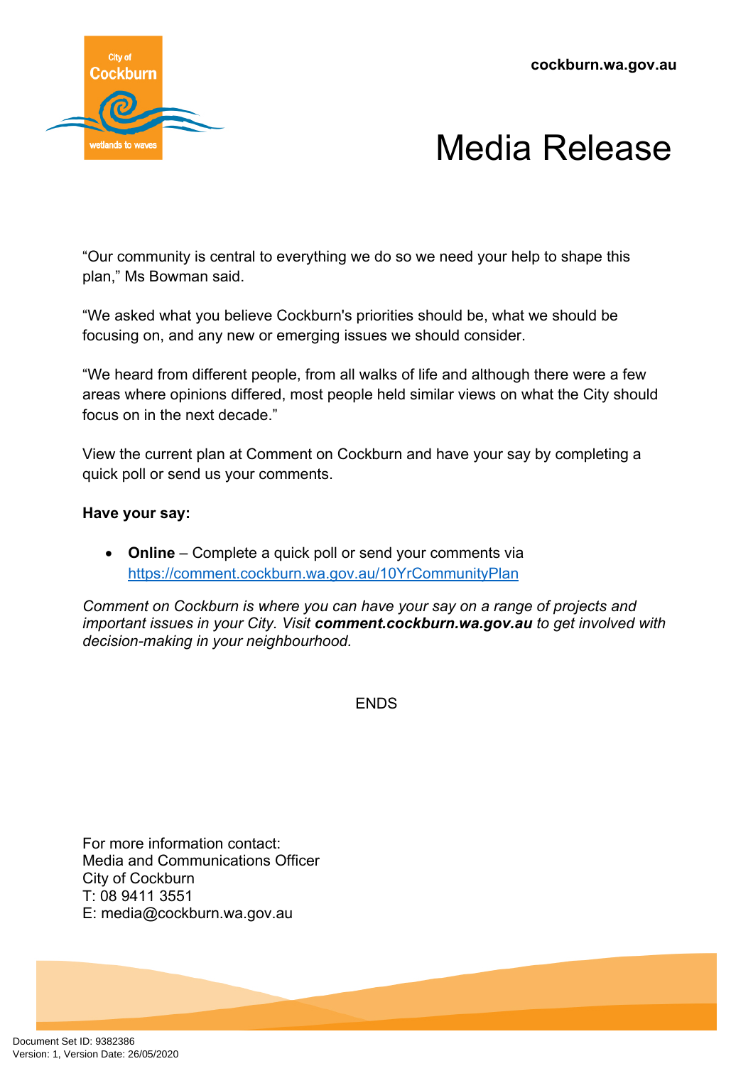"Our community is central to everything we do so we need your help to shape this plan," Ms Bowman said.

"We asked what you believe Cockburn's priorities should be, what we should be focusing on, and any new or emerging issues we should consider.

"We heard from different people, from all walks of life and although there were a few areas where opinions differed, most people held similar views on what the City should focus on in the next decade."

View the current plan at Comment on Cockburn and have your say by completing a quick poll or send us your comments.

**Have your say:**

- **Online** – Complete a quick poll or send your comments via https://comment.cockburn.wa.gov.au/10YrCommunityPlan

*Comment on Cockburn is where you can have your say on a range of projects and important issues in your City. Visit **comment.cockburn.wa.gov.au** to get involved with decision-making in your neighbourhood.*

ENDS

For more information contact:
Media and Communications Officer
City of Cockburn
T: 08 9411 3551
E: media@cockburn.wa.gov.au